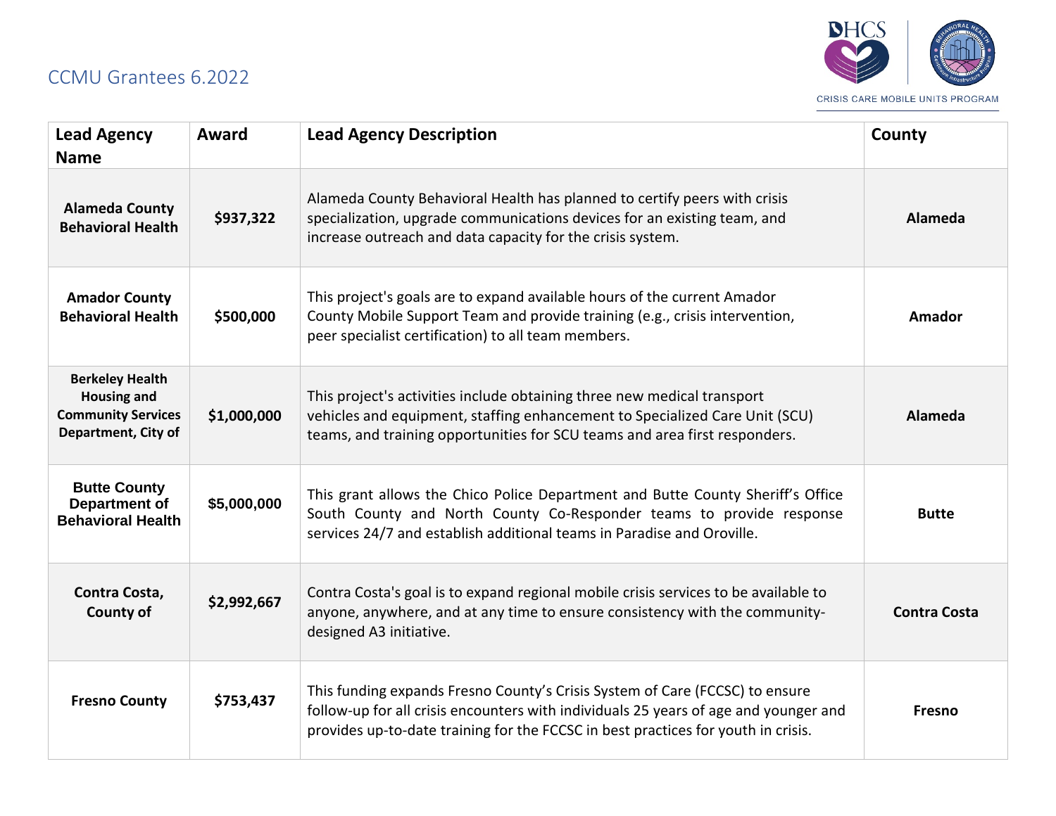# CCMU Grantees 6.2022

CRISIS CARE MOBILE UNITS PROGRAM

| Lead Agency Name | Award | Lead Agency Description | County |
|---|---|---|---|
| **Alameda County Behavioral Health** | **$937,322** | Alameda County Behavioral Health has planned to certify peers with crisis specialization, upgrade communications devices for an existing team, and increase outreach and data capacity for the crisis system. | **Alameda** |
| **Amador County Behavioral Health** | **$500,000** | This project's goals are to expand available hours of the current Amador County Mobile Support Team and provide training (e.g., crisis intervention, peer specialist certification) to all team members. | **Amador** |
| **Berkeley Health Housing and Community Services Department, City of** | **$1,000,000** | This project's activities include obtaining three new medical transport vehicles and equipment, staffing enhancement to Specialized Care Unit (SCU) teams, and training opportunities for SCU teams and area first responders. | **Alameda** |
| **Butte County Department of Behavioral Health** | **$5,000,000** | This grant allows the Chico Police Department and Butte County Sheriff's Office South County and North County Co-Responder teams to provide response services 24/7 and establish additional teams in Paradise and Oroville. | **Butte** |
| **Contra Costa, County of** | **$2,992,667** | Contra Costa's goal is to expand regional mobile crisis services to be available to anyone, anywhere, and at any time to ensure consistency with the community-designed A3 initiative. | **Contra Costa** |
| **Fresno County** | **$753,437** | This funding expands Fresno County's Crisis System of Care (FCCSC) to ensure follow-up for all crisis encounters with individuals 25 years of age and younger and provides up-to-date training for the FCCSC in best practices for youth in crisis. | **Fresno** |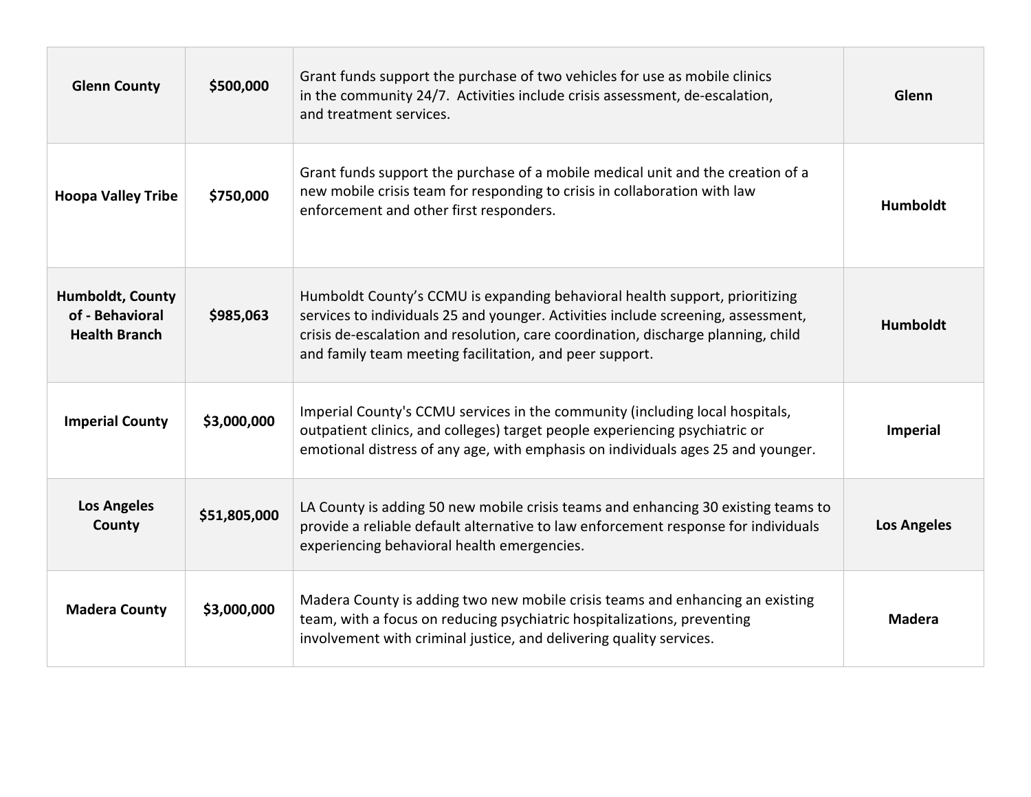| | | | |
|---|---|---|---|
| **Glenn County** | **$500,000** | Grant funds support the purchase of two vehicles for use as mobile clinics in the community 24/7. Activities include crisis assessment, de-escalation, and treatment services. | **Glenn** |
| **Hoopa Valley Tribe** | **$750,000** | Grant funds support the purchase of a mobile medical unit and the creation of a new mobile crisis team for responding to crisis in collaboration with law enforcement and other first responders. | **Humboldt** |
| **Humboldt, County of - Behavioral Health Branch** | **$985,063** | Humboldt County's CCMU is expanding behavioral health support, prioritizing services to individuals 25 and younger. Activities include screening, assessment, crisis de-escalation and resolution, care coordination, discharge planning, child and family team meeting facilitation, and peer support. | **Humboldt** |
| **Imperial County** | **$3,000,000** | Imperial County's CCMU services in the community (including local hospitals, outpatient clinics, and colleges) target people experiencing psychiatric or emotional distress of any age, with emphasis on individuals ages 25 and younger. | **Imperial** |
| **Los Angeles County** | **$51,805,000** | LA County is adding 50 new mobile crisis teams and enhancing 30 existing teams to provide a reliable default alternative to law enforcement response for individuals experiencing behavioral health emergencies. | **Los Angeles** |
| **Madera County** | **$3,000,000** | Madera County is adding two new mobile crisis teams and enhancing an existing team, with a focus on reducing psychiatric hospitalizations, preventing involvement with criminal justice, and delivering quality services. | **Madera** |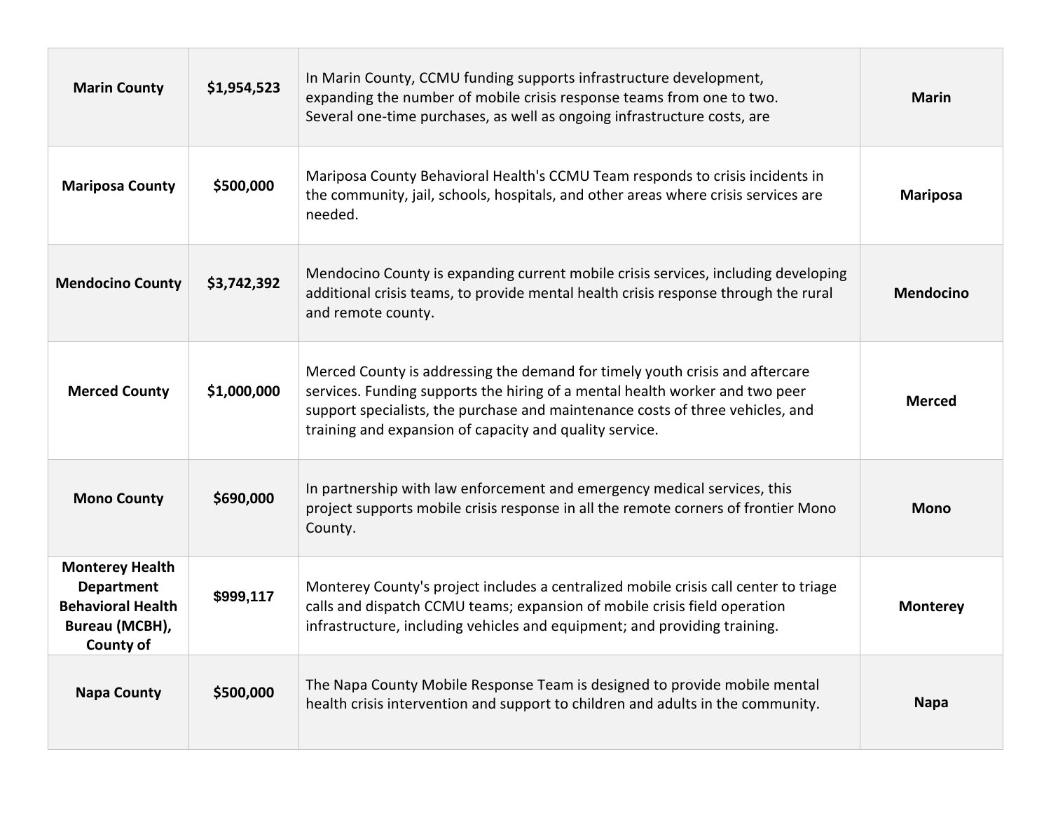| | | | |
|---|---|---|---|
| **Marin County** | **$1,954,523** | In Marin County, CCMU funding supports infrastructure development, expanding the number of mobile crisis response teams from one to two. Several one-time purchases, as well as ongoing infrastructure costs, are | **Marin** |
| **Mariposa County** | **$500,000** | Mariposa County Behavioral Health's CCMU Team responds to crisis incidents in the community, jail, schools, hospitals, and other areas where crisis services are needed. | **Mariposa** |
| **Mendocino County** | **$3,742,392** | Mendocino County is expanding current mobile crisis services, including developing additional crisis teams, to provide mental health crisis response through the rural and remote county. | **Mendocino** |
| **Merced County** | **$1,000,000** | Merced County is addressing the demand for timely youth crisis and aftercare services. Funding supports the hiring of a mental health worker and two peer support specialists, the purchase and maintenance costs of three vehicles, and training and expansion of capacity and quality service. | **Merced** |
| **Mono County** | **$690,000** | In partnership with law enforcement and emergency medical services, this project supports mobile crisis response in all the remote corners of frontier Mono County. | **Mono** |
| **Monterey Health Department Behavioral Health Bureau (MCBH), County of** | **$999,117** | Monterey County's project includes a centralized mobile crisis call center to triage calls and dispatch CCMU teams; expansion of mobile crisis field operation infrastructure, including vehicles and equipment; and providing training. | **Monterey** |
| **Napa County** | **$500,000** | The Napa County Mobile Response Team is designed to provide mobile mental health crisis intervention and support to children and adults in the community. | **Napa** |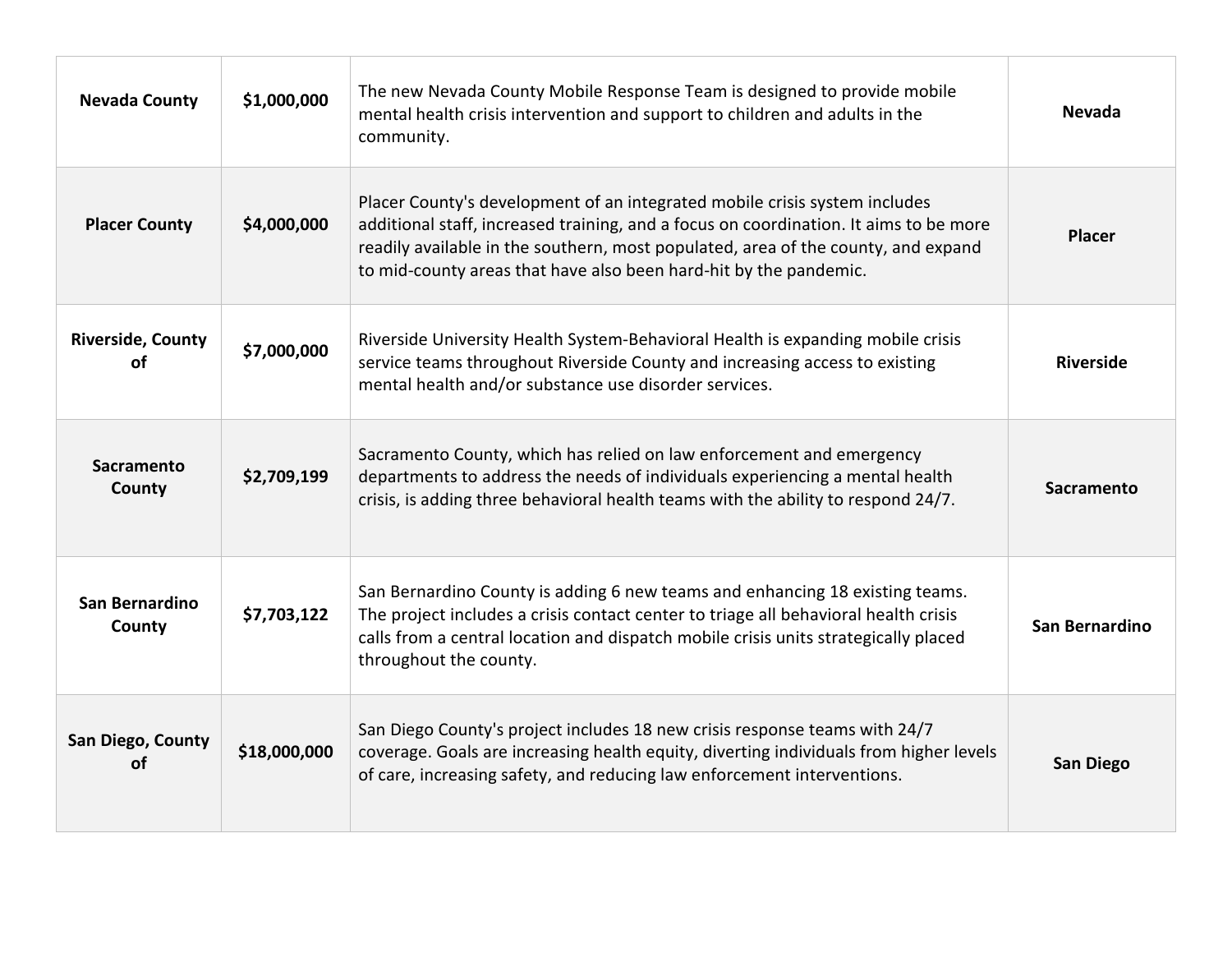| | | | |
|---|---|---|---|
| **Nevada County** | **$1,000,000** | The new Nevada County Mobile Response Team is designed to provide mobile mental health crisis intervention and support to children and adults in the community. | **Nevada** |
| **Placer County** | **$4,000,000** | Placer County's development of an integrated mobile crisis system includes additional staff, increased training, and a focus on coordination. It aims to be more readily available in the southern, most populated, area of the county, and expand to mid-county areas that have also been hard-hit by the pandemic. | **Placer** |
| **Riverside, County of** | **$7,000,000** | Riverside University Health System-Behavioral Health is expanding mobile crisis service teams throughout Riverside County and increasing access to existing mental health and/or substance use disorder services. | **Riverside** |
| **Sacramento County** | **$2,709,199** | Sacramento County, which has relied on law enforcement and emergency departments to address the needs of individuals experiencing a mental health crisis, is adding three behavioral health teams with the ability to respond 24/7. | **Sacramento** |
| **San Bernardino County** | **$7,703,122** | San Bernardino County is adding 6 new teams and enhancing 18 existing teams. The project includes a crisis contact center to triage all behavioral health crisis calls from a central location and dispatch mobile crisis units strategically placed throughout the county. | **San Bernardino** |
| **San Diego, County of** | **$18,000,000** | San Diego County's project includes 18 new crisis response teams with 24/7 coverage. Goals are increasing health equity, diverting individuals from higher levels of care, increasing safety, and reducing law enforcement interventions. | **San Diego** |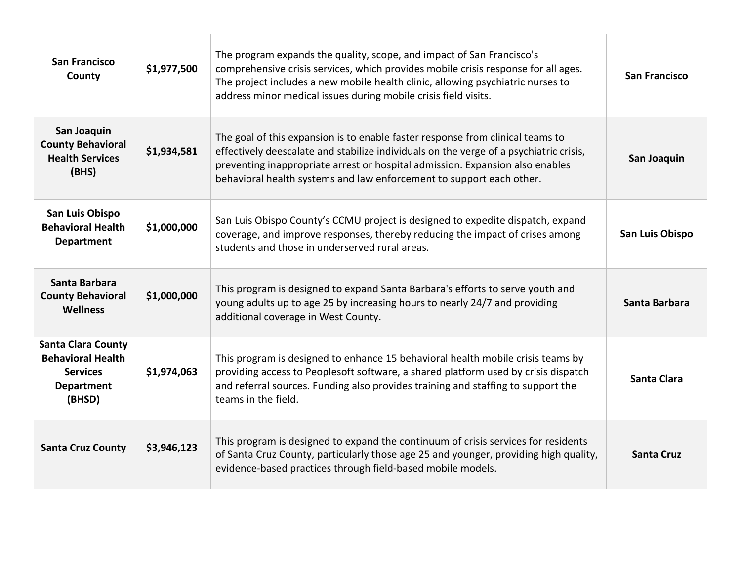| | | | |
|---|---|---|---|
| **San Francisco County** | **$1,977,500** | The program expands the quality, scope, and impact of San Francisco's comprehensive crisis services, which provides mobile crisis response for all ages. The project includes a new mobile health clinic, allowing psychiatric nurses to address minor medical issues during mobile crisis field visits. | **San Francisco** |
| **San Joaquin County Behavioral Health Services (BHS)** | **$1,934,581** | The goal of this expansion is to enable faster response from clinical teams to effectively deescalate and stabilize individuals on the verge of a psychiatric crisis, preventing inappropriate arrest or hospital admission. Expansion also enables behavioral health systems and law enforcement to support each other. | **San Joaquin** |
| **San Luis Obispo Behavioral Health Department** | **$1,000,000** | San Luis Obispo County's CCMU project is designed to expedite dispatch, expand coverage, and improve responses, thereby reducing the impact of crises among students and those in underserved rural areas. | **San Luis Obispo** |
| **Santa Barbara County Behavioral Wellness** | **$1,000,000** | This program is designed to expand Santa Barbara's efforts to serve youth and young adults up to age 25 by increasing hours to nearly 24/7 and providing additional coverage in West County. | **Santa Barbara** |
| **Santa Clara County Behavioral Health Services Department (BHSD)** | **$1,974,063** | This program is designed to enhance 15 behavioral health mobile crisis teams by providing access to Peoplesoft software, a shared platform used by crisis dispatch and referral sources. Funding also provides training and staffing to support the teams in the field. | **Santa Clara** |
| **Santa Cruz County** | **$3,946,123** | This program is designed to expand the continuum of crisis services for residents of Santa Cruz County, particularly those age 25 and younger, providing high quality, evidence-based practices through field-based mobile models. | **Santa Cruz** |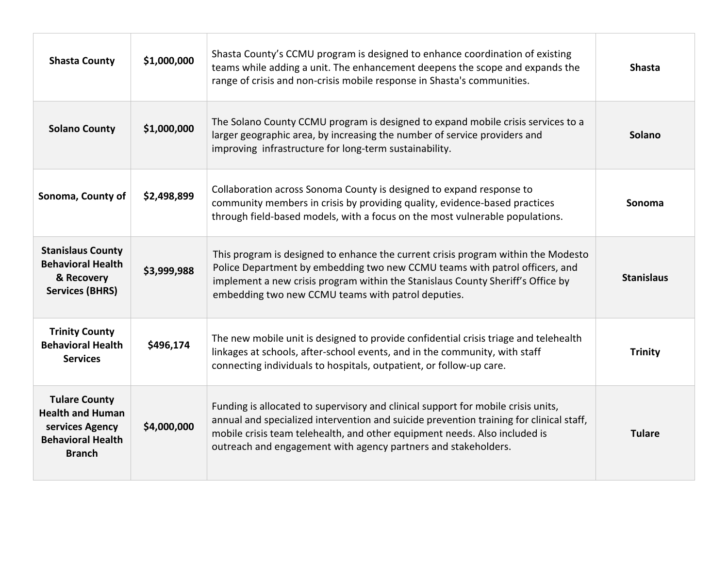| **Shasta County** | **$1,000,000** | Shasta County's CCMU program is designed to enhance coordination of existing teams while adding a unit. The enhancement deepens the scope and expands the range of crisis and non-crisis mobile response in Shasta's communities. | **Shasta** |
|---|---|---|---|
| **Solano County** | **$1,000,000** | The Solano County CCMU program is designed to expand mobile crisis services to a larger geographic area, by increasing the number of service providers and improving infrastructure for long-term sustainability. | **Solano** |
| **Sonoma, County of** | **$2,498,899** | Collaboration across Sonoma County is designed to expand response to community members in crisis by providing quality, evidence-based practices through field-based models, with a focus on the most vulnerable populations. | **Sonoma** |
| **Stanislaus County Behavioral Health & Recovery Services (BHRS)** | **$3,999,988** | This program is designed to enhance the current crisis program within the Modesto Police Department by embedding two new CCMU teams with patrol officers, and implement a new crisis program within the Stanislaus County Sheriff's Office by embedding two new CCMU teams with patrol deputies. | **Stanislaus** |
| **Trinity County Behavioral Health Services** | **$496,174** | The new mobile unit is designed to provide confidential crisis triage and telehealth linkages at schools, after-school events, and in the community, with staff connecting individuals to hospitals, outpatient, or follow-up care. | **Trinity** |
| **Tulare County Health and Human services Agency Behavioral Health Branch** | **$4,000,000** | Funding is allocated to supervisory and clinical support for mobile crisis units, annual and specialized intervention and suicide prevention training for clinical staff, mobile crisis team telehealth, and other equipment needs. Also included is outreach and engagement with agency partners and stakeholders. | **Tulare** |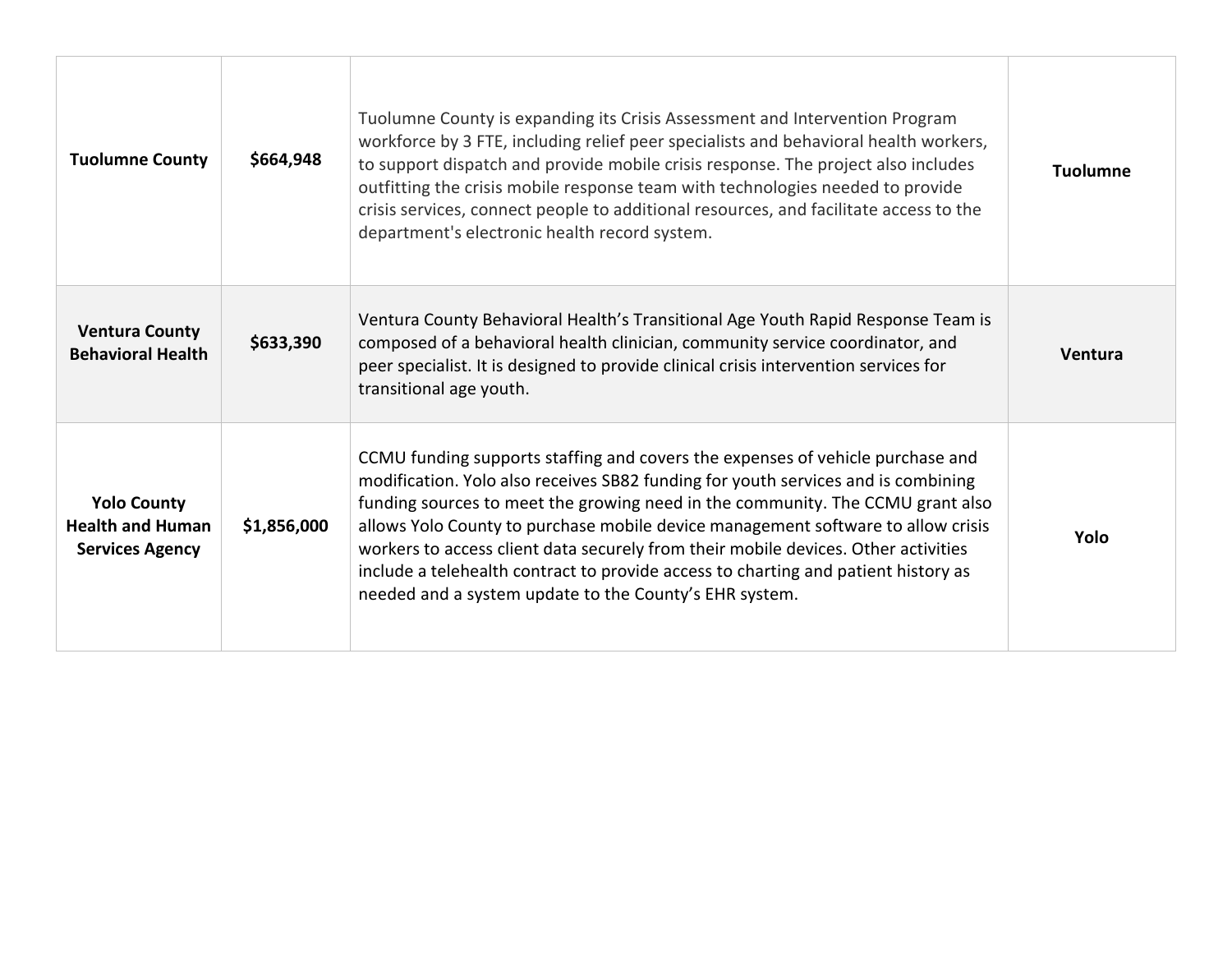| | | | |
|---|---|---|---|
| **Tuolumne County** | **$664,948** | Tuolumne County is expanding its Crisis Assessment and Intervention Program workforce by 3 FTE, including relief peer specialists and behavioral health workers, to support dispatch and provide mobile crisis response. The project also includes outfitting the crisis mobile response team with technologies needed to provide crisis services, connect people to additional resources, and facilitate access to the department's electronic health record system. | **Tuolumne** |
| **Ventura County Behavioral Health** | **$633,390** | Ventura County Behavioral Health's Transitional Age Youth Rapid Response Team is composed of a behavioral health clinician, community service coordinator, and peer specialist. It is designed to provide clinical crisis intervention services for transitional age youth. | **Ventura** |
| **Yolo County Health and Human Services Agency** | **$1,856,000** | CCMU funding supports staffing and covers the expenses of vehicle purchase and modification. Yolo also receives SB82 funding for youth services and is combining funding sources to meet the growing need in the community. The CCMU grant also allows Yolo County to purchase mobile device management software to allow crisis workers to access client data securely from their mobile devices. Other activities include a telehealth contract to provide access to charting and patient history as needed and a system update to the County's EHR system. | **Yolo** |